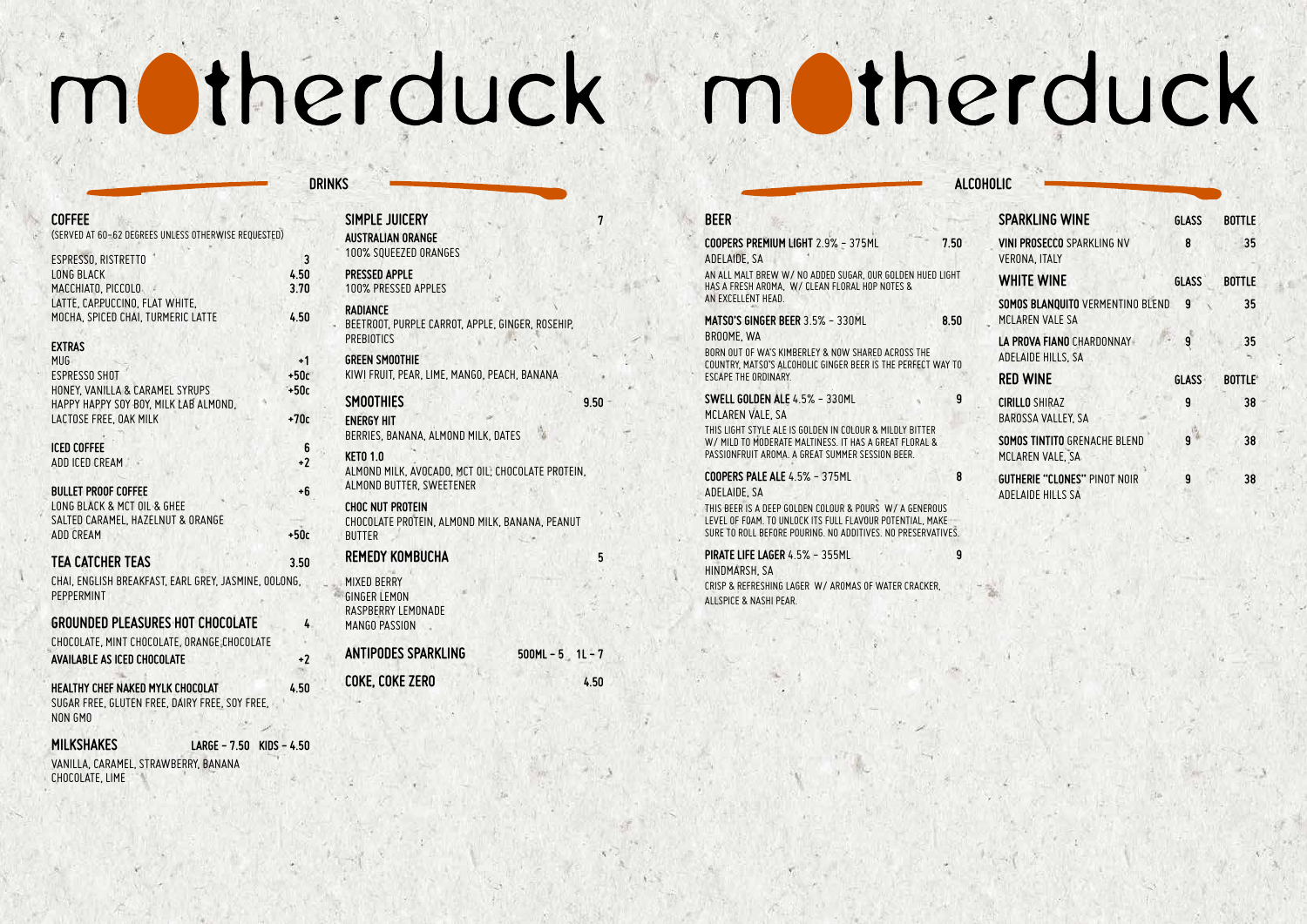# motherduck

## DRINKS

### COFFEE

(SERVED AT 60-62 DEGREES UNLESS OTHERWISE REQUESTED)

| | |
|---|---|
| ESPRESSO, RISTRETTO | 3 |
| LONG BLACK | 4.50 |
| MACCHIATO, PICCOLO | 3.70 |
| LATTE, CAPPUCCINO, FLAT WHITE, MOCHA, SPICED CHAI, TURMERIC LATTE | 4.50 |

### EXTRAS

| | |
|---|---|
| MUG | +1 |
| ESPRESSO SHOT | +50c |
| HONEY, VANILLA & CARAMEL SYRUPS | +50c |
| HAPPY HAPPY SOY BOY, MILK LAB ALMOND, LACTOSE FREE, OAK MILK | +70c |

**ICED COFFEE** 6
ADD ICED CREAM +2

**BULLET PROOF COFFEE** +6
LONG BLACK & MCT OIL & GHEE
SALTED CARAMEL, HAZELNUT & ORANGE
ADD CREAM +50c

### TEA CATCHER TEAS 3.50

CHAI, ENGLISH BREAKFAST, EARL GREY, JASMINE, OOLONG, PEPPERMINT

### GROUNDED PLEASURES HOT CHOCOLATE 4

CHOCOLATE, MINT CHOCOLATE, ORANGE CHOCOLATE
**AVAILABLE AS ICED CHOCOLATE** +2

**HEALTHY CHEF NAKED MYLK CHOCOLAT** 4.50
SUGAR FREE, GLUTEN FREE, DAIRY FREE, SOY FREE, NON GMO

### MILKSHAKES LARGE – 7.50 KIDS – 4.50

VANILLA, CARAMEL, STRAWBERRY, BANANA CHOCOLATE, LIME

### SIMPLE JUICERY 7

**AUSTRALIAN ORANGE**
100% SQUEEZED ORANGES

**PRESSED APPLE**
100% PRESSED APPLES

**RADIANCE**
BEETROOT, PURPLE CARROT, APPLE, GINGER, ROSEHIP, PREBIOTICS

**GREEN SMOOTHIE**
KIWI FRUIT, PEAR, LIME, MANGO, PEACH, BANANA

### SMOOTHIES 9.50

**ENERGY HIT**
BERRIES, BANANA, ALMOND MILK, DATES

**KETO 1.0**
ALMOND MILK, AVOCADO, MCT OIL, CHOCOLATE PROTEIN, ALMOND BUTTER, SWEETENER

**CHOC NUT PROTEIN**
CHOCOLATE PROTEIN, ALMOND MILK, BANANA, PEANUT BUTTER

### REMEDY KOMBUCHA 5

MIXED BERRY
GINGER LEMON
RASPBERRY LEMONADE
MANGO PASSION

### ANTIPODES SPARKLING 500ML – 5 1L – 7

### COKE, COKE ZERO 4.50

# motherduck

## ALCOHOLIC

### BEER

**COOPERS PREMIUM LIGHT** 2.9% – 375ML 7.50
ADELAIDE, SA
AN ALL MALT BREW W/ NO ADDED SUGAR, OUR GOLDEN HUED LIGHT HAS A FRESH AROMA, W/ CLEAN FLORAL HOP NOTES & AN EXCELLENT HEAD.

**MATSO'S GINGER BEER** 3.5% – 330ML 8.50
BROOME, WA
BORN OUT OF WA'S KIMBERLEY & NOW SHARED ACROSS THE COUNTRY, MATSO'S ALCOHOLIC GINGER BEER IS THE PERFECT WAY TO ESCAPE THE ORDINARY.

**SWELL GOLDEN ALE** 4.5% – 330ML 9
MCLAREN VALE, SA
THIS LIGHT STYLE ALE IS GOLDEN IN COLOUR & MILDLY BITTER W/ MILD TO MODERATE MALTINESS. IT HAS A GREAT FLORAL & PASSIONFRUIT AROMA. A GREAT SUMMER SESSION BEER.

**COOPERS PALE ALE** 4.5% – 375ML 8
ADELAIDE, SA
THIS BEER IS A DEEP GOLDEN COLOUR & POURS W/ A GENEROUS LEVEL OF FOAM. TO UNLOCK ITS FULL FLAVOUR POTENTIAL, MAKE SURE TO ROLL BEFORE POURING. NO ADDITIVES. NO PRESERVATIVES.

**PIRATE LIFE LAGER** 4.5% – 355ML 9
HINDMARSH, SA
CRISP & REFRESHING LAGER W/ AROMAS OF WATER CRACKER, ALLSPICE & NASHI PEAR.

| SPARKLING WINE | GLASS | BOTTLE |
|---|---|---|
| **VINI PROSECCO** SPARKLING NV<br>VERONA, ITALY | 8 | 35 |

| WHITE WINE | GLASS | BOTTLE |
|---|---|---|
| **SOMOS BLANQUITO** VERMENTINO BLEND<br>MCLAREN VALE SA | 9 | 35 |
| **LA PROVA FIANO** CHARDONNAY<br>ADELAIDE HILLS, SA | 9 | 35 |

| RED WINE | GLASS | BOTTLE |
|---|---|---|
| **CIRILLO** SHIRAZ<br>BAROSSA VALLEY, SA | 9 | 38 |
| **SOMOS TINTITO** GRENACHE BLEND<br>MCLAREN VALE, SA | 9 | 38 |
| **GUTHERIE "CLONES"** PINOT NOIR<br>ADELAIDE HILLS SA | 9 | 38 |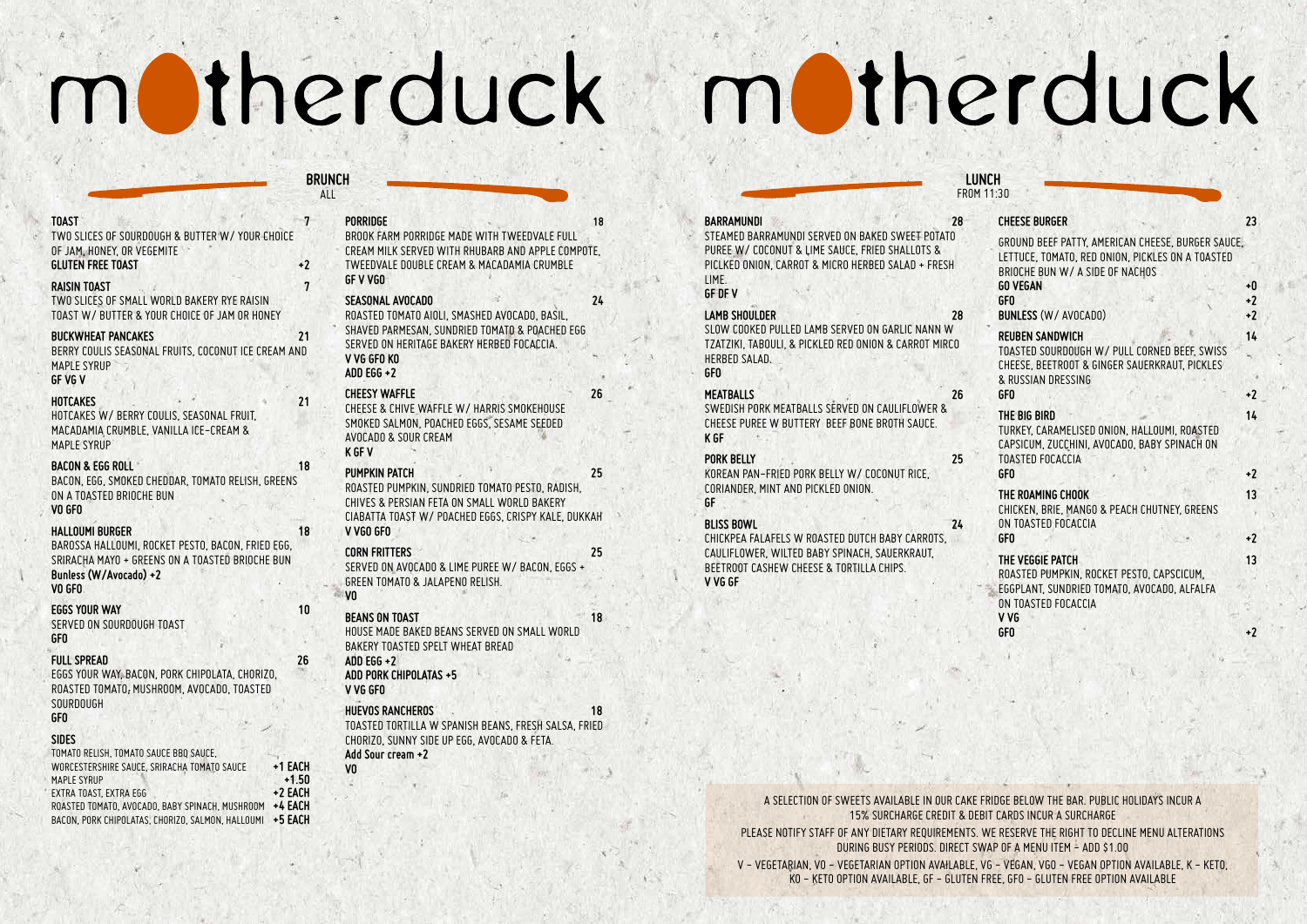# motherduck

## BRUNCH

ALL

**TOAST** 7
TWO SLICES OF SOURDOUGH & BUTTER W/ YOUR CHOICE OF JAM, HONEY, OR VEGEMITE
**GLUTEN FREE TOAST** +2

**RAISIN TOAST** 7
TWO SLICES OF SMALL WORLD BAKERY RYE RAISIN TOAST W/ BUTTER & YOUR CHOICE OF JAM OR HONEY

**BUCKWHEAT PANCAKES** 21
BERRY COULIS SEASONAL FRUITS, COCONUT ICE CREAM AND MAPLE SYRUP
**GF VG V**

**HOTCAKES** 21
HOTCAKES W/ BERRY COULIS, SEASONAL FRUIT, MACADAMIA CRUMBLE, VANILLA ICE-CREAM & MAPLE SYRUP

**BACON & EGG ROLL** 18
BACON, EGG, SMOKED CHEDDAR, TOMATO RELISH, GREENS ON A TOASTED BRIOCHE BUN
**VO GFO**

**HALLOUMI BURGER** 18
BAROSSA HALLOUMI, ROCKET PESTO, BACON, FRIED EGG, SRIRACHA MAYO + GREENS ON A TOASTED BRIOCHE BUN
**Bunless (W/Avocado) +2**
**VO GFO**

**EGGS YOUR WAY** 10
SERVED ON SOURDOUGH TOAST
**GFO**

**FULL SPREAD** 26
EGGS YOUR WAY, BACON, PORK CHIPOLATA, CHORIZO, ROASTED TOMATO, MUSHROOM, AVOCADO, TOASTED SOURDOUGH
**GFO**

**SIDES**

| | |
|---|---|
| TOMATO RELISH, TOMATO SAUCE BBQ SAUCE, WORCESTERSHIRE SAUCE, SRIRACHA TOMATO SAUCE | +1 EACH |
| MAPLE SYRUP | +1.50 |
| EXTRA TOAST, EXTRA EGG | +2 EACH |
| ROASTED TOMATO, AVOCADO, BABY SPINACH, MUSHROOM | +4 EACH |
| BACON, PORK CHIPOLATAS, CHORIZO, SALMON, HALLOUMI | +5 EACH |

**PORRIDGE** 18
BROOK FARM PORRIDGE MADE WITH TWEEDVALE FULL CREAM MILK SERVED WITH RHUBARB AND APPLE COMPOTE, TWEEDVALE DOUBLE CREAM & MACADAMIA CRUMBLE
**GF V VGO**

**SEASONAL AVOCADO** 24
ROASTED TOMATO AIOLI, SMASHED AVOCADO, BASIL, SHAVED PARMESAN, SUNDRIED TOMATO & POACHED EGG SERVED ON HERITAGE BAKERY HERBED FOCACCIA.
**V VG GFO KO**
**ADD EGG +2**

**CHEESY WAFFLE** 26
CHEESE & CHIVE WAFFLE W/ HARRIS SMOKEHOUSE SMOKED SALMON, POACHED EGGS, SESAME SEEDED AVOCADO & SOUR CREAM
**K GF V**

**PUMPKIN PATCH** 25
ROASTED PUMPKIN, SUNDRIED TOMATO PESTO, RADISH, CHIVES & PERSIAN FETA ON SMALL WORLD BAKERY CIABATTA TOAST W/ POACHED EGGS, CRISPY KALE, DUKKAH
**V VGO GFO**

**CORN FRITTERS** 25
SERVED ON AVOCADO & LIME PUREE W/ BACON, EGGS + GREEN TOMATO & JALAPENO RELISH.
**VO**

**BEANS ON TOAST** 18
HOUSE MADE BAKED BEANS SERVED ON SMALL WORLD BAKERY TOASTED SPELT WHEAT BREAD
**ADD EGG +2**
**ADD PORK CHIPOLATAS +5**
**V VG GFO**

**HUEVOS RANCHEROS** 18
TOASTED TORTILLA W SPANISH BEANS, FRESH SALSA, FRIED CHORIZO, SUNNY SIDE UP EGG, AVOCADO & FETA.
**Add Sour cream +2**
**VO**

# motherduck

## LUNCH

FROM 11:30

**BARRAMUNDI** 28
STEAMED BARRAMUNDI SERVED ON BAKED SWEET POTATO PUREE W/ COCONUT & LIME SAUCE, FRIED SHALLOTS & PICKLED ONION, CARROT & MICRO HERBED SALAD + FRESH LIME.
**GF DF V**

**LAMB SHOULDER** 28
SLOW COOKED PULLED LAMB SERVED ON GARLIC NANN W TZATZIKI, TABOULI, & PICKLED RED ONION & CARROT MIRCO HERBED SALAD.
**GFO**

**MEATBALLS** 26
SWEDISH PORK MEATBALLS SERVED ON CAULIFLOWER & CHEESE PUREE W BUTTERY BEEF BONE BROTH SAUCE.
**K GF**

**PORK BELLY** 25
KOREAN PAN-FRIED PORK BELLY W/ COCONUT RICE, CORIANDER, MINT AND PICKLED ONION.
**GF**

**BLISS BOWL** 24
CHICKPEA FALAFELS W ROASTED DUTCH BABY CARROTS, CAULIFLOWER, WILTED BABY SPINACH, SAUERKRAUT, BEETROOT CASHEW CHEESE & TORTILLA CHIPS.
**V VG GF**

**CHEESE BURGER** 23
GROUND BEEF PATTY, AMERICAN CHEESE, BURGER SAUCE, LETTUCE, TOMATO, RED ONION, PICKLES ON A TOASTED BRIOCHE BUN W/ A SIDE OF NACHOS
**GO VEGAN** +0
**GFO** +2
**BUNLESS** (W/ AVOCADO) +2

**REUBEN SANDWICH** 14
TOASTED SOURDOUGH W/ PULL CORNED BEEF, SWISS CHEESE, BEETROOT & GINGER SAUERKRAUT, PICKLES & RUSSIAN DRESSING
**GFO** +2

**THE BIG BIRD** 14
TURKEY, CARAMELISED ONION, HALLOUMI, ROASTED CAPSICUM, ZUCCHINI, AVOCADO, BABY SPINACH ON TOASTED FOCACCIA
**GFO** +2

**THE ROAMING CHOOK** 13
CHICKEN, BRIE, MANGO & PEACH CHUTNEY, GREENS ON TOASTED FOCACCIA
**GFO** +2

**THE VEGGIE PATCH** 13
ROASTED PUMPKIN, ROCKET PESTO, CAPSCICUM, EGGPLANT, SUNDRIED TOMATO, AVOCADO, ALFALFA ON TOASTED FOCACCIA
**V VG**
**GFO** +2

A SELECTION OF SWEETS AVAILABLE IN OUR CAKE FRIDGE BELOW THE BAR. PUBLIC HOLIDAYS INCUR A 15% SURCHARGE CREDIT & DEBIT CARDS INCUR A SURCHARGE

PLEASE NOTIFY STAFF OF ANY DIETARY REQUIREMENTS. WE RESERVE THE RIGHT TO DECLINE MENU ALTERATIONS DURING BUSY PERIODS. DIRECT SWAP OF A MENU ITEM - ADD $1.00

V - VEGETARIAN, VO - VEGETARIAN OPTION AVAILABLE, VG - VEGAN, VGO - VEGAN OPTION AVAILABLE, K - KETO, KO - KETO OPTION AVAILABLE, GF - GLUTEN FREE, GFO - GLUTEN FREE OPTION AVAILABLE